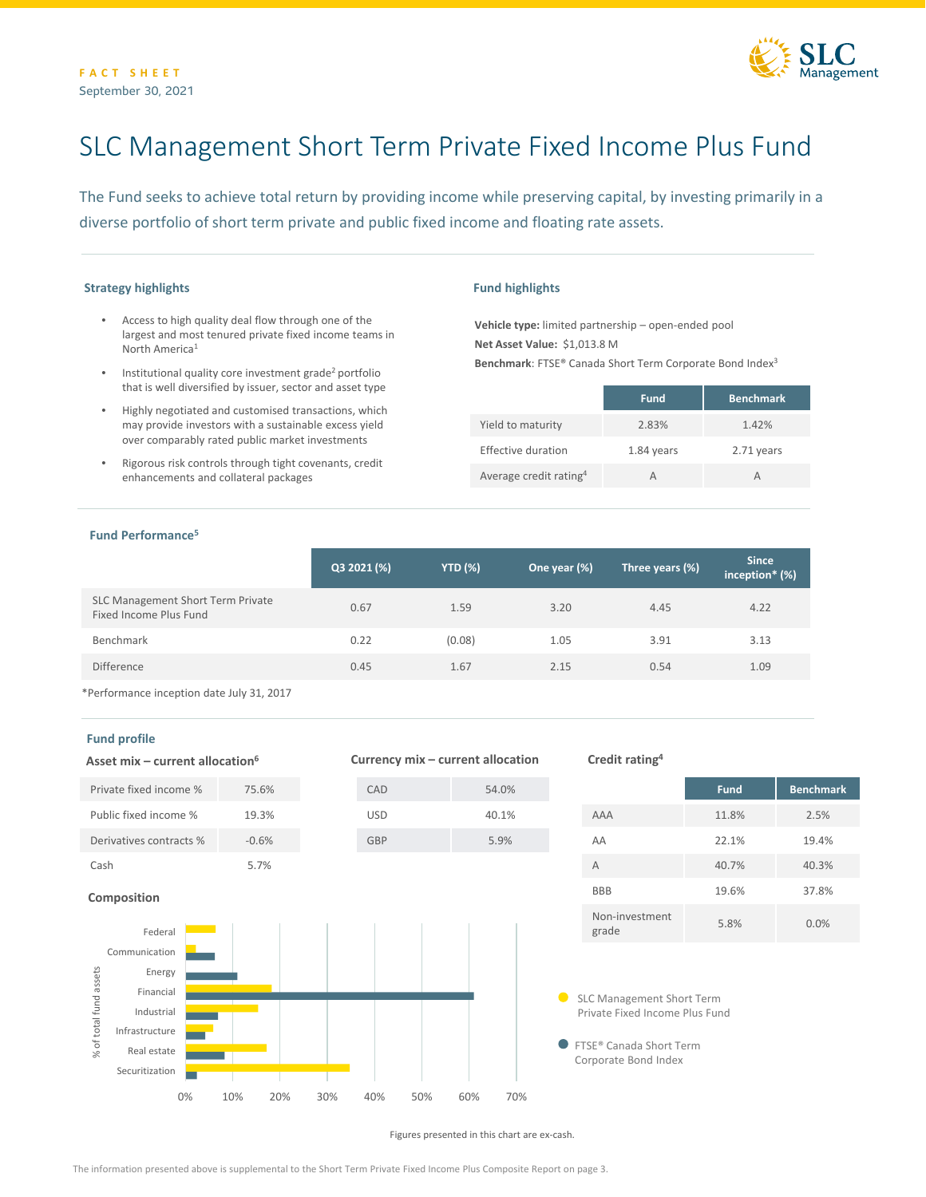FACT SHEET
September 30, 2021

# SLC Management Short Term Private Fixed Income Plus Fund

The Fund seeks to achieve total return by providing income while preserving capital, by investing primarily in a diverse portfolio of short term private and public fixed income and floating rate assets.

### Strategy highlights

- Access to high quality deal flow through one of the largest and most tenured private fixed income teams in North America[1]
- Institutional quality core investment grade[2] portfolio that is well diversified by issuer, sector and asset type
- Highly negotiated and customised transactions, which may provide investors with a sustainable excess yield over comparably rated public market investments
- Rigorous risk controls through tight covenants, credit enhancements and collateral packages

### Fund highlights

**Vehicle type:** limited partnership – open-ended pool
**Net Asset Value:** $1,013.8 M
**Benchmark**: FTSE® Canada Short Term Corporate Bond Index[3]

| | Fund | Benchmark |
|---|---|---|
| Yield to maturity | 2.83% | 1.42% |
| Effective duration | 1.84 years | 2.71 years |
| Average credit rating[4] | A | A |

### Fund Performance[5]

| | Q3 2021 (%) | YTD (%) | One year (%) | Three years (%) | Since inception* (%) |
|---|---|---|---|---|---|
| SLC Management Short Term Private Fixed Income Plus Fund | 0.67 | 1.59 | 3.20 | 4.45 | 4.22 |
| Benchmark | 0.22 | (0.08) | 1.05 | 3.91 | 3.13 |
| Difference | 0.45 | 1.67 | 2.15 | 0.54 | 1.09 |

*Performance inception date July 31, 2017

### Fund profile

**Asset mix – current allocation[6]**

| | |
|---|---|
| Private fixed income % | 75.6% |
| Public fixed income % | 19.3% |
| Derivatives contracts % | -0.6% |
| Cash | 5.7% |

**Currency mix – current allocation**

| | |
|---|---|
| CAD | 54.0% |
| USD | 40.1% |
| GBP | 5.9% |

**Credit rating[4]**

| | Fund | Benchmark |
|---|---|---|
| AAA | 11.8% | 2.5% |
| AA | 22.1% | 19.4% |
| A | 40.7% | 40.3% |
| BBB | 19.6% | 37.8% |
| Non-investment grade | 5.8% | 0.0% |

**Composition**

Figures presented in this chart are ex-cash.

The information presented above is supplemental to the Short Term Private Fixed Income Plus Composite Report on page 3.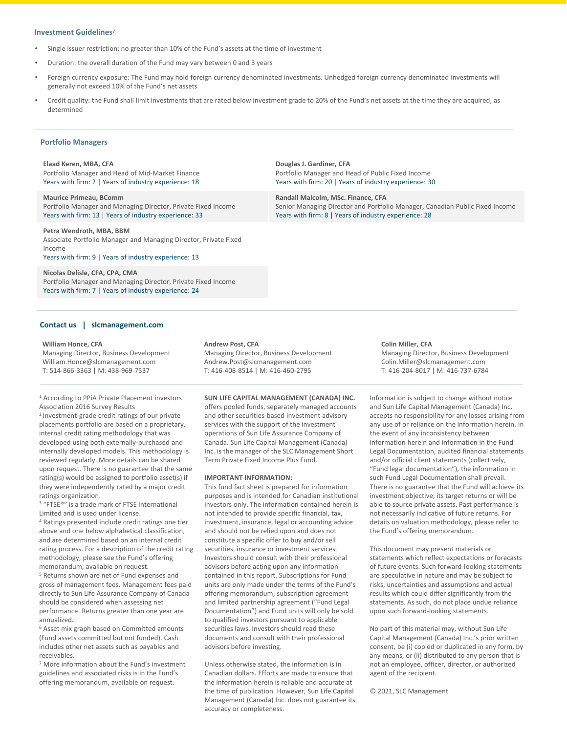### Investment Guidelines[7]

- Single issuer restriction: no greater than 10% of the Fund's assets at the time of investment
- Duration: the overall duration of the Fund may vary between 0 and 3 years
- Foreign currency exposure: The Fund may hold foreign currency denominated investments. Unhedged foreign currency denominated investments will generally not exceed 10% of the Fund's net assets
- Credit quality: the Fund shall limit investments that are rated below investment grade to 20% of the Fund's net assets at the time they are acquired, as determined

### Portfolio Managers

**Elaad Keren, MBA, CFA**
Portfolio Manager and Head of Mid-Market Finance
Years with firm: 2 | Years of industry experience: 18

**Maurice Primeau, BComm**
Portfolio Manager and Managing Director, Private Fixed Income
Years with firm: 13 | Years of industry experience: 33

**Petra Wendroth, MBA, BBM**
Associate Portfolio Manager and Managing Director, Private Fixed Income
Years with firm: 9 | Years of industry experience: 13

**Nicolas Delisle, CFA, CPA, CMA**
Portfolio Manager and Managing Director, Private Fixed Income
Years with firm: 7 | Years of industry experience: 24

**Douglas J. Gardiner, CFA**
Portfolio Manager and Head of Public Fixed Income
Years with firm: 20 | Years of industry experience: 30

**Randall Malcolm, MSc. Finance, CFA**
Senior Managing Director and Portfolio Manager, Canadian Public Fixed Income
Years with firm: 8 | Years of industry experience: 28

### Contact us | slcmanagement.com

**William Honce, CFA**
Managing Director, Business Development
William.Honce@slcmanagement.com
T: 514-866-3363 | M: 438-969-7537

**Andrew Post, CFA**
Managing Director, Business Development
Andrew.Post@slcmanagement.com
T: 416-408-8514 | M: 416-460-2795

**Colin Miller, CFA**
Managing Director, Business Development
Colin.Miller@slcmanagement.com
T: 416-204-8017 | M: 416-737-6784

[1] According to PPiA Private Placement investors Association 2016 Survey Results
[2] Investment-grade credit ratings of our private placements portfolio are based on a proprietary, internal credit rating methodology that was developed using both externally-purchased and internally developed models. This methodology is reviewed regularly. More details can be shared upon request. There is no guarantee that the same rating(s) would be assigned to portfolio asset(s) if they were independently rated by a major credit ratings organization.
[3] "FTSE®" is a trade mark of FTSE International Limited and is used under license.
[4] Ratings presented include credit ratings one tier above and one below alphabetical classification, and are determined based on an internal credit rating process. For a description of the credit rating methodology, please see the Fund's offering memorandum, available on request.
[5] Returns shown are net of Fund expenses and gross of management fees. Management fees paid directly to Sun Life Assurance Company of Canada should be considered when assessing net performance. Returns greater than one year are annualized.
[6] Asset mix graph based on Committed amounts (Fund assets committed but not funded). Cash includes other net assets such as payables and receivables.
[7] More information about the Fund's investment guidelines and associated risks is in the Fund's offering memorandum, available on request.

**SUN LIFE CAPITAL MANAGEMENT (CANADA) INC.** offers pooled funds, separately managed accounts and other securities-based investment advisory services with the support of the investment operations of Sun Life Assurance Company of Canada. Sun Life Capital Management (Canada) Inc. is the manager of the SLC Management Short Term Private Fixed Income Plus Fund.

**IMPORTANT INFORMATION:**
This fund fact sheet is prepared for information purposes and is intended for Canadian institutional investors only. The information contained herein is not intended to provide specific financial, tax, investment, insurance, legal or accounting advice and should not be relied upon and does not constitute a specific offer to buy and/or sell securities, insurance or investment services. Investors should consult with their professional advisors before acting upon any information contained in this report. Subscriptions for Fund units are only made under the terms of the Fund's offering memorandum, subscription agreement and limited partnership agreement ("Fund Legal Documentation") and Fund units will only be sold to qualified investors pursuant to applicable securities laws. Investors should read these documents and consult with their professional advisors before investing.

Unless otherwise stated, the information is in Canadian dollars. Efforts are made to ensure that the information herein is reliable and accurate at the time of publication. However, Sun Life Capital Management (Canada) Inc. does not guarantee its accuracy or completeness.

Information is subject to change without notice and Sun Life Capital Management (Canada) Inc. accepts no responsibility for any losses arising from any use of or reliance on the information herein. In the event of any inconsistency between information herein and information in the Fund Legal Documentation, audited financial statements and/or official client statements (collectively, "Fund legal documentation"), the information in such Fund Legal Documentation shall prevail. There is no guarantee that the Fund will achieve its investment objective, its target returns or will be able to source private assets. Past performance is not necessarily indicative of future returns. For details on valuation methodology, please refer to the Fund's offering memorandum.

This document may present materials or statements which reflect expectations or forecasts of future events. Such forward-looking statements are speculative in nature and may be subject to risks, uncertainties and assumptions and actual results which could differ significantly from the statements. As such, do not place undue reliance upon such forward-looking statements.

No part of this material may, without Sun Life Capital Management (Canada) Inc.'s prior written consent, be (i) copied or duplicated in any form, by any means, or (ii) distributed to any person that is not an employee, officer, director, or authorized agent of the recipient.

© 2021, SLC Management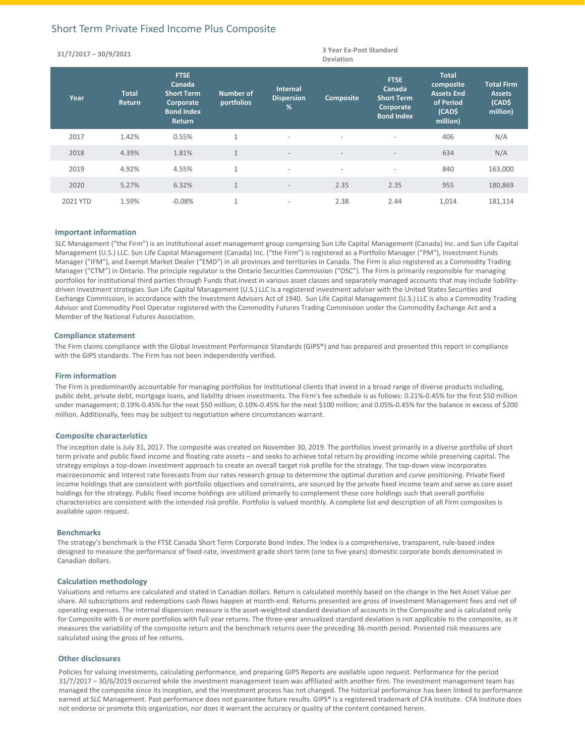## Short Term Private Fixed Income Plus Composite

| 31/7/2017 – 30/9/2021 | | | | | 3 Year Ex-Post Standard Deviation | | | |
|---|---|---|---|---|---|---|---|---|
| **Year** | **Total Return** | **FTSE Canada Short Term Corporate Bond Index Return** | **Number of portfolios** | **Internal Dispersion %** | **Composite** | **FTSE Canada Short Term Corporate Bond Index** | **Total composite Assets End of Period (CAD$ million)** | **Total Firm Assets (CAD$ million)** |
| 2017 | 1.42% | 0.55% | 1 | - | - | - | 406 | N/A |
| 2018 | 4.39% | 1.81% | 1 | - | - | - | 634 | N/A |
| 2019 | 4.92% | 4.55% | 1 | - | - | - | 840 | 163,000 |
| 2020 | 5.27% | 6.32% | 1 | - | 2.35 | 2.35 | 955 | 180,869 |
| 2021 YTD | 1.59% | -0.08% | 1 | - | 2.38 | 2.44 | 1,014 | 181,114 |

### Important information

SLC Management ("the Firm") is an institutional asset management group comprising Sun Life Capital Management (Canada) Inc. and Sun Life Capital Management (U.S.) LLC. Sun Life Capital Management (Canada) Inc. ("the Firm") is registered as a Portfolio Manager ("PM"), Investment Funds Manager ("IFM"), and Exempt Market Dealer ("EMD") in all provinces and territories in Canada. The Firm is also registered as a Commodity Trading Manager ("CTM") in Ontario. The principle regulator is the Ontario Securities Commission ("OSC"). The Firm is primarily responsible for managing portfolios for institutional third parties through Funds that invest in various asset classes and separately managed accounts that may include liability-driven investment strategies. Sun Life Capital Management (U.S.) LLC is a registered investment adviser with the United States Securities and Exchange Commission, in accordance with the Investment Advisers Act of 1940. Sun Life Capital Management (U.S.) LLC is also a Commodity Trading Advisor and Commodity Pool Operator registered with the Commodity Futures Trading Commission under the Commodity Exchange Act and a Member of the National Futures Association.

### Compliance statement

The Firm claims compliance with the Global Investment Performance Standards (GIPS®) and has prepared and presented this report in compliance with the GIPS standards. The Firm has not been independently verified.

### Firm information

The Firm is predominantly accountable for managing portfolios for institutional clients that invest in a broad range of diverse products including, public debt, private debt, mortgage loans, and liability driven investments. The Firm's fee schedule is as follows: 0.21%-0.45% for the first $50 million under management; 0.19%-0.45% for the next $50 million; 0.10%-0.45% for the next $100 million; and 0.05%-0.45% for the balance in excess of $200 million. Additionally, fees may be subject to negotiation where circumstances warrant.

### Composite characteristics

The inception date is July 31, 2017. The composite was created on November 30, 2019. The portfolios invest primarily in a diverse portfolio of short term private and public fixed income and floating rate assets – and seeks to achieve total return by providing income while preserving capital. The strategy employs a top-down investment approach to create an overall target risk profile for the strategy. The top-down view incorporates macroeconomic and interest rate forecasts from our rates research group to determine the optimal duration and curve positioning. Private fixed income holdings that are consistent with portfolio objectives and constraints, are sourced by the private fixed income team and serve as core asset holdings for the strategy. Public fixed income holdings are utilized primarily to complement these core holdings such that overall portfolio characteristics are consistent with the intended risk profile. Portfolio is valued monthly. A complete list and description of all Firm composites is available upon request.

### Benchmarks

The strategy's benchmark is the FTSE Canada Short Term Corporate Bond Index. The Index is a comprehensive, transparent, rule-based index designed to measure the performance of fixed-rate, investment grade short term (one to five years) domestic corporate bonds denominated in Canadian dollars.

### Calculation methodology

Valuations and returns are calculated and stated in Canadian dollars. Return is calculated monthly based on the change in the Net Asset Value per share. All subscriptions and redemptions cash flows happen at month-end. Returns presented are gross of Investment Management fees and net of operating expenses. The internal dispersion measure is the asset-weighted standard deviation of accounts in the Composite and is calculated only for Composite with 6 or more portfolios with full year returns. The three-year annualized standard deviation is not applicable to the composite, as it measures the variability of the composite return and the benchmark returns over the preceding 36-month period. Presented risk measures are calculated using the gross of fee returns.

### Other disclosures

Policies for valuing investments, calculating performance, and preparing GIPS Reports are available upon request. Performance for the period 31/7/2017 – 30/6/2019 occurred while the investment management team was affiliated with another firm. The investment management team has managed the composite since its inception, and the investment process has not changed. The historical performance has been linked to performance earned at SLC Management. Past performance does not guarantee future results. GIPS® is a registered trademark of CFA Institute. CFA Institute does not endorse or promote this organization, nor does it warrant the accuracy or quality of the content contained herein.